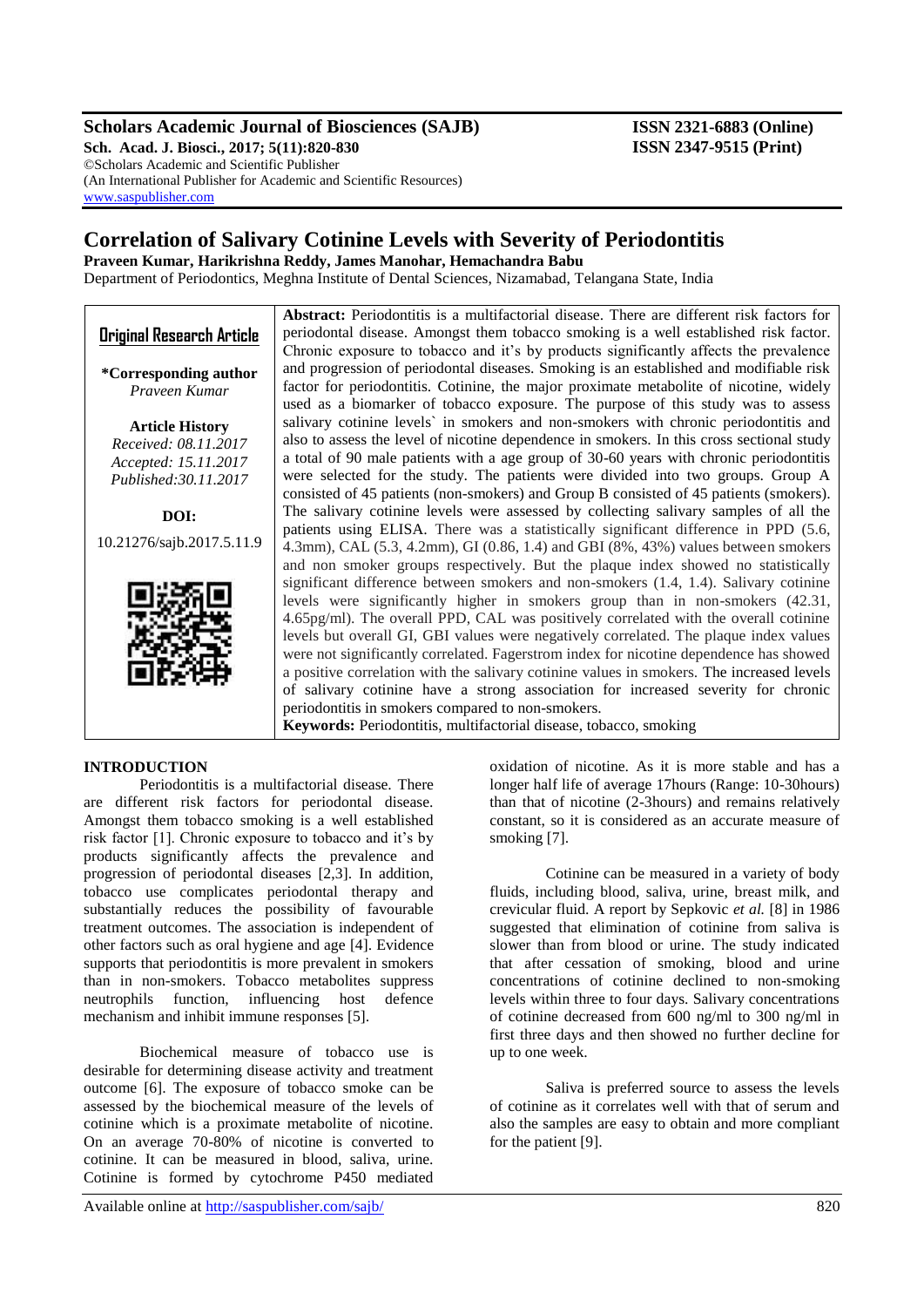# Correlation of Salivary Cotinine Levels with Severity of Periodontitis

**Praveen Kumar, Harikrishna Reddy, James Manohar, Hemachandra Babu**

Department of Periodontics, Meghna Institute of Dental Sciences, Nizamabad, Telangana State, India

**Original Research Article**

**\*Corresponding author**
*Praveen Kumar*

**Article History**
*Received: 08.11.2017*
*Accepted: 15.11.2017*
*Published:30.11.2017*

**DOI:**
10.21276/sajb.2017.5.11.9

**Abstract:** Periodontitis is a multifactorial disease. There are different risk factors for periodontal disease. Amongst them tobacco smoking is a well established risk factor. Chronic exposure to tobacco and it's by products significantly affects the prevalence and progression of periodontal diseases. Smoking is an established and modifiable risk factor for periodontitis. Cotinine, the major proximate metabolite of nicotine, widely used as a biomarker of tobacco exposure. The purpose of this study was to assess salivary cotinine levels` in smokers and non-smokers with chronic periodontitis and also to assess the level of nicotine dependence in smokers. In this cross sectional study a total of 90 male patients with a age group of 30-60 years with chronic periodontitis were selected for the study. The patients were divided into two groups. Group A consisted of 45 patients (non-smokers) and Group B consisted of 45 patients (smokers). The salivary cotinine levels were assessed by collecting salivary samples of all the patients using ELISA. There was a statistically significant difference in PPD (5.6, 4.3mm), CAL (5.3, 4.2mm), GI (0.86, 1.4) and GBI (8%, 43%) values between smokers and non smoker groups respectively. But the plaque index showed no statistically significant difference between smokers and non-smokers (1.4, 1.4). Salivary cotinine levels were significantly higher in smokers group than in non-smokers (42.31, 4.65pg/ml). The overall PPD, CAL was positively correlated with the overall cotinine levels but overall GI, GBI values were negatively correlated. The plaque index values were not significantly correlated. Fagerstrom index for nicotine dependence has showed a positive correlation with the salivary cotinine values in smokers. The increased levels of salivary cotinine have a strong association for increased severity for chronic periodontitis in smokers compared to non-smokers.

**Keywords:** Periodontitis, multifactorial disease, tobacco, smoking

## INTRODUCTION

Periodontitis is a multifactorial disease. There are different risk factors for periodontal disease. Amongst them tobacco smoking is a well established risk factor [1]. Chronic exposure to tobacco and it's by products significantly affects the prevalence and progression of periodontal diseases [2,3]. In addition, tobacco use complicates periodontal therapy and substantially reduces the possibility of favourable treatment outcomes. The association is independent of other factors such as oral hygiene and age [4]. Evidence supports that periodontitis is more prevalent in smokers than in non-smokers. Tobacco metabolites suppress neutrophils function, influencing host defence mechanism and inhibit immune responses [5].

Biochemical measure of tobacco use is desirable for determining disease activity and treatment outcome [6]. The exposure of tobacco smoke can be assessed by the biochemical measure of the levels of cotinine which is a proximate metabolite of nicotine. On an average 70-80% of nicotine is converted to cotinine. It can be measured in blood, saliva, urine. Cotinine is formed by cytochrome P450 mediated oxidation of nicotine. As it is more stable and has a longer half life of average 17hours (Range: 10-30hours) than that of nicotine (2-3hours) and remains relatively constant, so it is considered as an accurate measure of smoking [7].

Cotinine can be measured in a variety of body fluids, including blood, saliva, urine, breast milk, and crevicular fluid. A report by Sepkovic *et al.* [8] in 1986 suggested that elimination of cotinine from saliva is slower than from blood or urine. The study indicated that after cessation of smoking, blood and urine concentrations of cotinine declined to non-smoking levels within three to four days. Salivary concentrations of cotinine decreased from 600 ng/ml to 300 ng/ml in first three days and then showed no further decline for up to one week.

Saliva is preferred source to assess the levels of cotinine as it correlates well with that of serum and also the samples are easy to obtain and more compliant for the patient [9].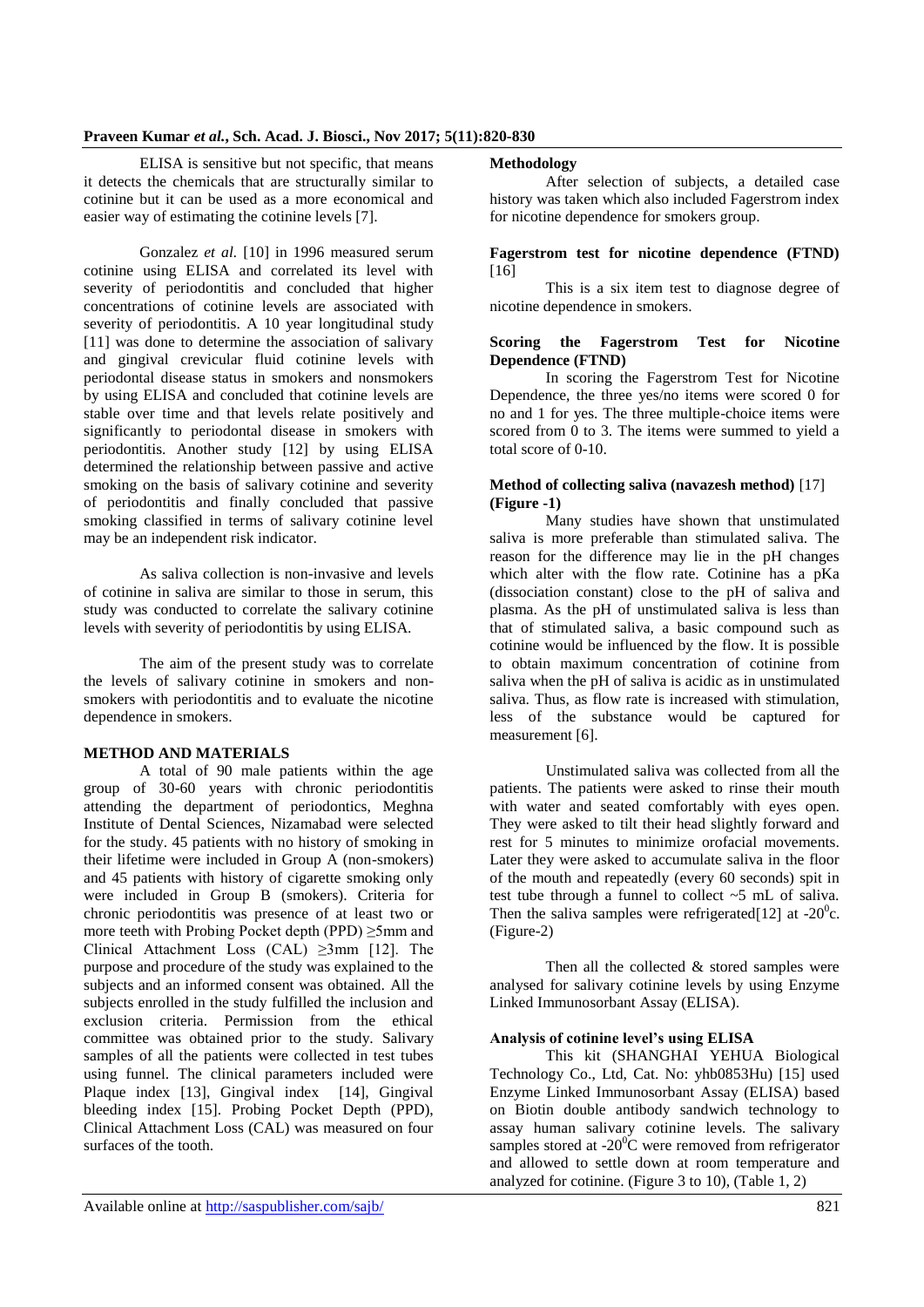ELISA is sensitive but not specific, that means it detects the chemicals that are structurally similar to cotinine but it can be used as a more economical and easier way of estimating the cotinine levels [7].

Gonzalez *et al.* [10] in 1996 measured serum cotinine using ELISA and correlated its level with severity of periodontitis and concluded that higher concentrations of cotinine levels are associated with severity of periodontitis. A 10 year longitudinal study [11] was done to determine the association of salivary and gingival crevicular fluid cotinine levels with periodontal disease status in smokers and nonsmokers by using ELISA and concluded that cotinine levels are stable over time and that levels relate positively and significantly to periodontal disease in smokers with periodontitis. Another study [12] by using ELISA determined the relationship between passive and active smoking on the basis of salivary cotinine and severity of periodontitis and finally concluded that passive smoking classified in terms of salivary cotinine level may be an independent risk indicator.

As saliva collection is non-invasive and levels of cotinine in saliva are similar to those in serum, this study was conducted to correlate the salivary cotinine levels with severity of periodontitis by using ELISA.

The aim of the present study was to correlate the levels of salivary cotinine in smokers and non-smokers with periodontitis and to evaluate the nicotine dependence in smokers.

## METHOD AND MATERIALS

A total of 90 male patients within the age group of 30-60 years with chronic periodontitis attending the department of periodontics, Meghna Institute of Dental Sciences, Nizamabad were selected for the study. 45 patients with no history of smoking in their lifetime were included in Group A (non-smokers) and 45 patients with history of cigarette smoking only were included in Group B (smokers). Criteria for chronic periodontitis was presence of at least two or more teeth with Probing Pocket depth (PPD) ≥5mm and Clinical Attachment Loss (CAL) ≥3mm [12]. The purpose and procedure of the study was explained to the subjects and an informed consent was obtained. All the subjects enrolled in the study fulfilled the inclusion and exclusion criteria. Permission from the ethical committee was obtained prior to the study. Salivary samples of all the patients were collected in test tubes using funnel. The clinical parameters included were Plaque index [13], Gingival index [14], Gingival bleeding index [15]. Probing Pocket Depth (PPD), Clinical Attachment Loss (CAL) was measured on four surfaces of the tooth.

### Methodology

After selection of subjects, a detailed case history was taken which also included Fagerstrom index for nicotine dependence for smokers group.

### Fagerstrom test for nicotine dependence (FTND) [16]

This is a six item test to diagnose degree of nicotine dependence in smokers.

### Scoring the Fagerstrom Test for Nicotine Dependence (FTND)

In scoring the Fagerstrom Test for Nicotine Dependence, the three yes/no items were scored 0 for no and 1 for yes. The three multiple-choice items were scored from 0 to 3. The items were summed to yield a total score of 0-10.

### Method of collecting saliva (navazesh method) [17] (Figure -1)

Many studies have shown that unstimulated saliva is more preferable than stimulated saliva. The reason for the difference may lie in the pH changes which alter with the flow rate. Cotinine has a pKa (dissociation constant) close to the pH of saliva and plasma. As the pH of unstimulated saliva is less than that of stimulated saliva, a basic compound such as cotinine would be influenced by the flow. It is possible to obtain maximum concentration of cotinine from saliva when the pH of saliva is acidic as in unstimulated saliva. Thus, as flow rate is increased with stimulation, less of the substance would be captured for measurement [6].

Unstimulated saliva was collected from all the patients. The patients were asked to rinse their mouth with water and seated comfortably with eyes open. They were asked to tilt their head slightly forward and rest for 5 minutes to minimize orofacial movements. Later they were asked to accumulate saliva in the floor of the mouth and repeatedly (every 60 seconds) spit in test tube through a funnel to collect ~5 mL of saliva. Then the saliva samples were refrigerated[12] at -20$^0$c. (Figure-2)

Then all the collected & stored samples were analysed for salivary cotinine levels by using Enzyme Linked Immunosorbant Assay (ELISA).

### Analysis of cotinine level's using ELISA

This kit (SHANGHAI YEHUA Biological Technology Co., Ltd, Cat. No: yhb0853Hu) [15] used Enzyme Linked Immunosorbant Assay (ELISA) based on Biotin double antibody sandwich technology to assay human salivary cotinine levels. The salivary samples stored at -20$^0$C were removed from refrigerator and allowed to settle down at room temperature and analyzed for cotinine. (Figure 3 to 10), (Table 1, 2)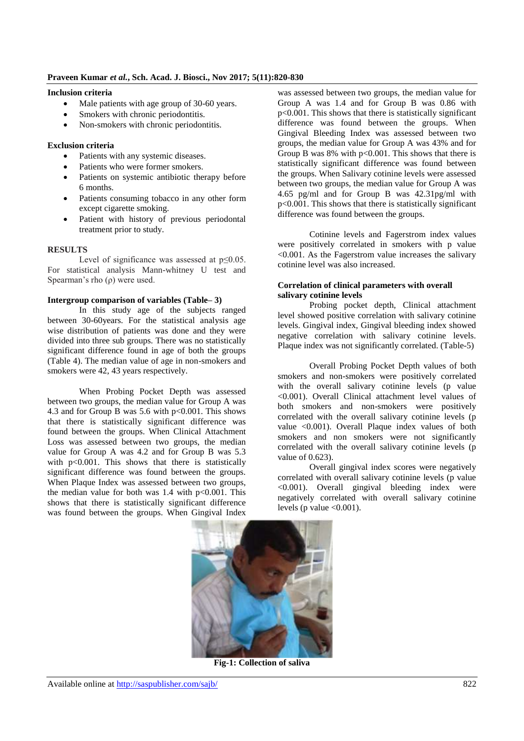### Inclusion criteria

- Male patients with age group of 30-60 years.
- Smokers with chronic periodontitis.
- Non-smokers with chronic periodontitis.

### Exclusion criteria

- Patients with any systemic diseases.
- Patients who were former smokers.
- Patients on systemic antibiotic therapy before 6 months.
- Patients consuming tobacco in any other form except cigarette smoking.
- Patient with history of previous periodontal treatment prior to study.

## RESULTS

Level of significance was assessed at $p \leq 0.05$. For statistical analysis Mann-whitney U test and Spearman's rho ($\rho$) were used.

### Intergroup comparison of variables (Table– 3)

In this study age of the subjects ranged between 30-60years. For the statistical analysis age wise distribution of patients was done and they were divided into three sub groups. There was no statistically significant difference found in age of both the groups (Table 4). The median value of age in non-smokers and smokers were 42, 43 years respectively.

When Probing Pocket Depth was assessed between two groups, the median value for Group A was 4.3 and for Group B was 5.6 with $p<0.001$. This shows that there is statistically significant difference was found between the groups. When Clinical Attachment Loss was assessed between two groups, the median value for Group A was 4.2 and for Group B was 5.3 with $p<0.001$. This shows that there is statistically significant difference was found between the groups. When Plaque Index was assessed between two groups, the median value for both was 1.4 with $p<0.001$. This shows that there is statistically significant difference was found between the groups. When Gingival Index was assessed between two groups, the median value for Group A was 1.4 and for Group B was 0.86 with $p<0.001$. This shows that there is statistically significant difference was found between the groups. When Gingival Bleeding Index was assessed between two groups, the median value for Group A was 43% and for Group B was 8% with $p<0.001$. This shows that there is statistically significant difference was found between the groups. When Salivary cotinine levels were assessed between two groups, the median value for Group A was 4.65 pg/ml and for Group B was 42.31pg/ml with $p<0.001$. This shows that there is statistically significant difference was found between the groups.

Cotinine levels and Fagerstrom index values were positively correlated in smokers with p value $<0.001$. As the Fagerstrom value increases the salivary cotinine level was also increased.

### Correlation of clinical parameters with overall salivary cotinine levels

Probing pocket depth, Clinical attachment level showed positive correlation with salivary cotinine levels. Gingival index, Gingival bleeding index showed negative correlation with salivary cotinine levels. Plaque index was not significantly correlated. (Table-5)

Overall Probing Pocket Depth values of both smokers and non-smokers were positively correlated with the overall salivary cotinine levels (p value $<0.001$). Overall Clinical attachment level values of both smokers and non-smokers were positively correlated with the overall salivary cotinine levels (p value $<0.001$). Overall Plaque index values of both smokers and non smokers were not significantly correlated with the overall salivary cotinine levels (p value of 0.623).

Overall gingival index scores were negatively correlated with overall salivary cotinine levels (p value $<0.001$). Overall gingival bleeding index were negatively correlated with overall salivary cotinine levels (p value $<0.001$).

**Fig-1: Collection of saliva**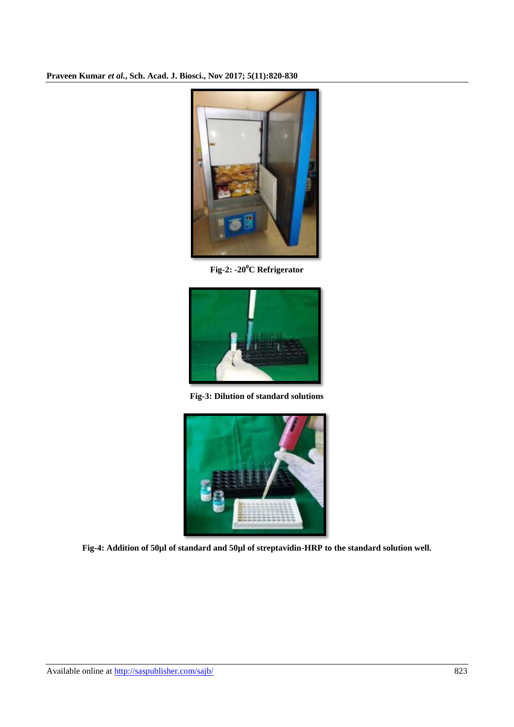Fig-2: -20$^{0}$C Refrigerator

Fig-3: Dilution of standard solutions

Fig-4: Addition of 50µl of standard and 50µl of streptavidin-HRP to the standard solution well.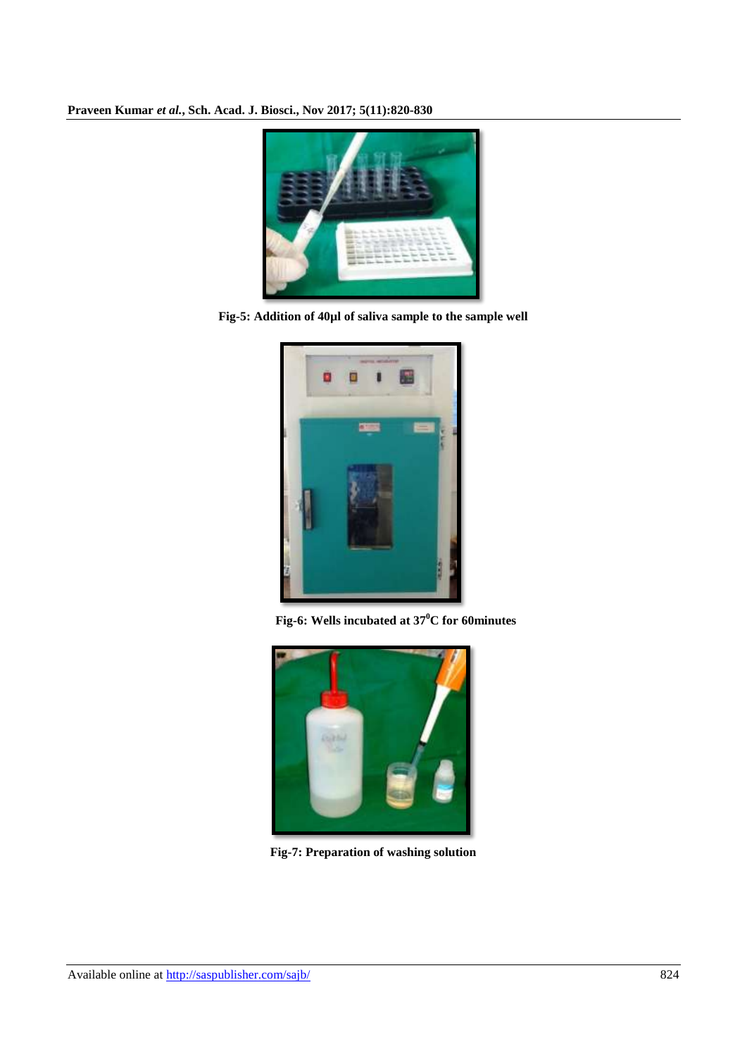**Fig-5: Addition of 40µl of saliva sample to the sample well**

**Fig-6: Wells incubated at 37$^{0}$C for 60minutes**

**Fig-7: Preparation of washing solution**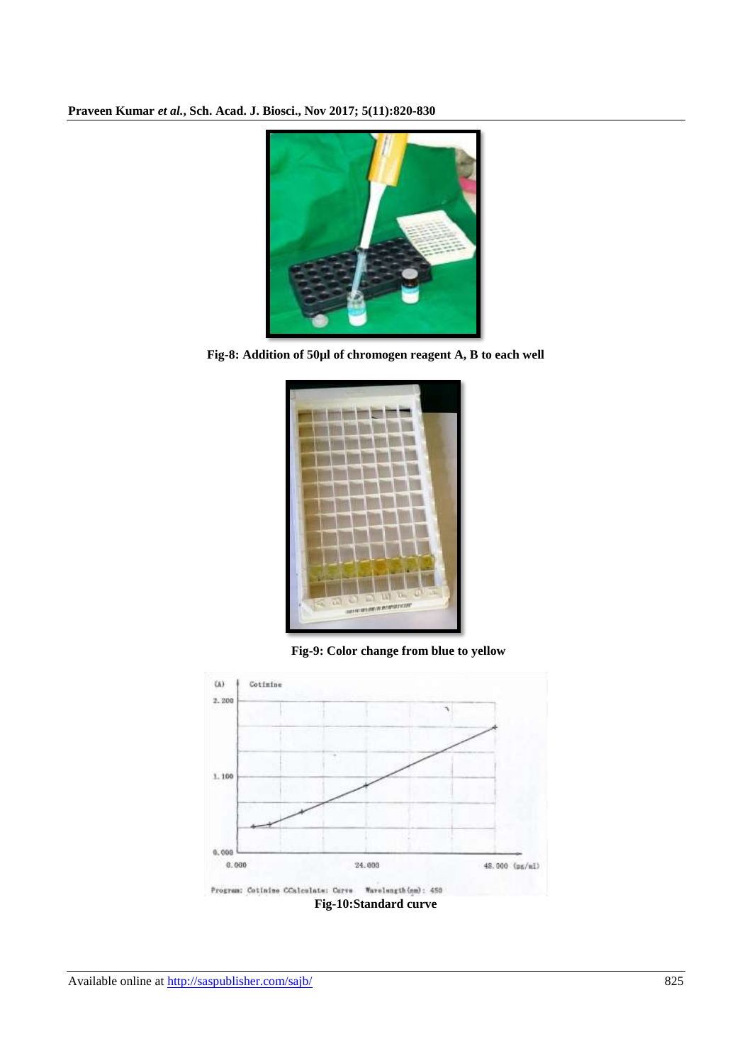Fig-8: Addition of 50µl of chromogen reagent A, B to each well

Fig-9: Color change from blue to yellow

Fig-10:Standard curve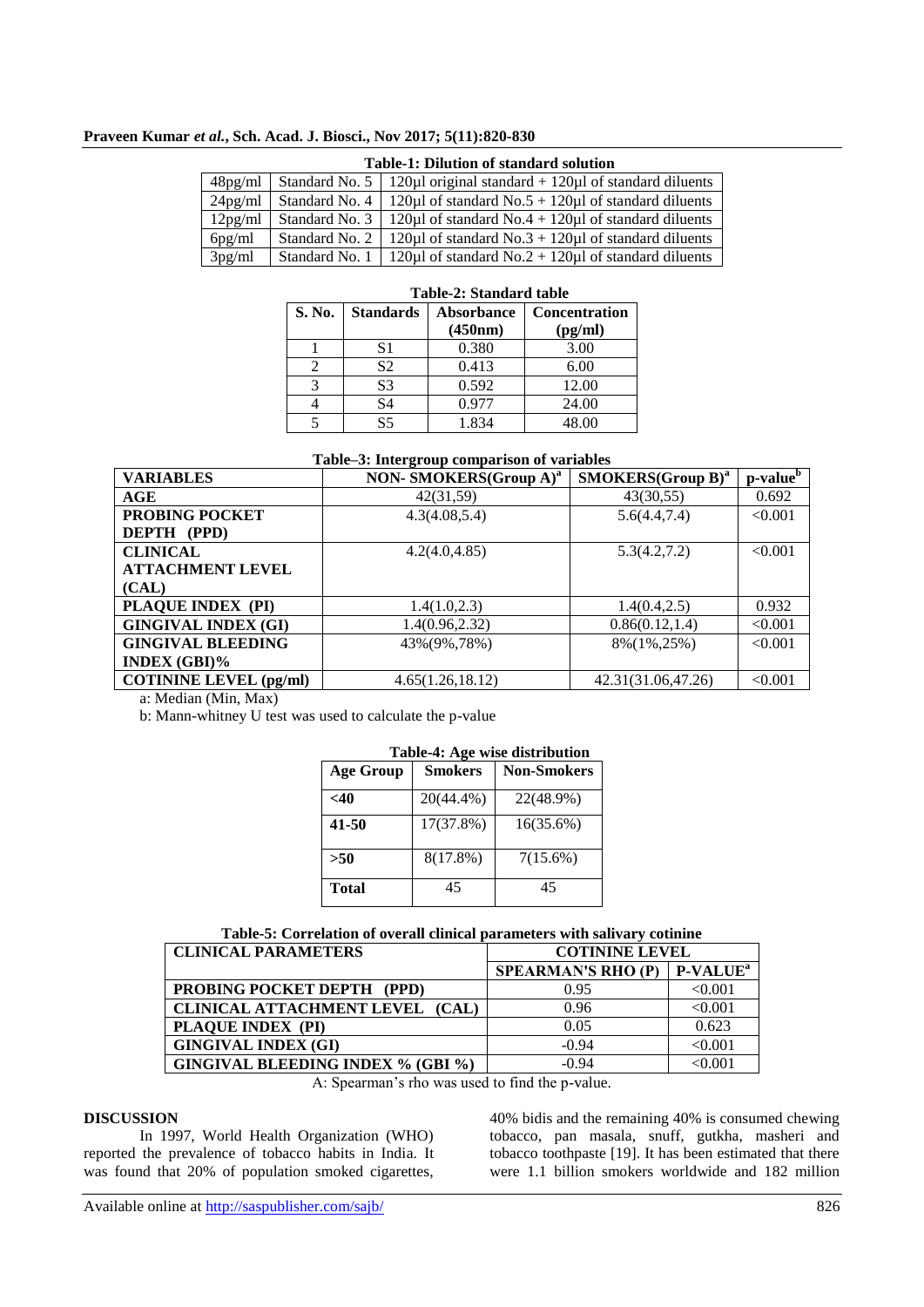**Table-1: Dilution of standard solution**

| | | |
|---|---|---|
| 48pg/ml | Standard No. 5 | 120µl original standard + 120µl of standard diluents |
| 24pg/ml | Standard No. 4 | 120µl of standard No.5 + 120µl of standard diluents |
| 12pg/ml | Standard No. 3 | 120µl of standard No.4 + 120µl of standard diluents |
| 6pg/ml | Standard No. 2 | 120µl of standard No.3 + 120µl of standard diluents |
| 3pg/ml | Standard No. 1 | 120µl of standard No.2 + 120µl of standard diluents |

**Table-2: Standard table**

| S. No. | Standards | Absorbance (450nm) | Concentration (pg/ml) |
|---|---|---|---|
| 1 | S1 | 0.380 | 3.00 |
| 2 | S2 | 0.413 | 6.00 |
| 3 | S3 | 0.592 | 12.00 |
| 4 | S4 | 0.977 | 24.00 |
| 5 | S5 | 1.834 | 48.00 |

**Table–3: Intergroup comparison of variables**

| VARIABLES | NON- SMOKERS(Group A)[a] | SMOKERS(Group B)[a] | p-value[b] |
|---|---|---|---|
| AGE | 42(31,59) | 43(30,55) | 0.692 |
| PROBING POCKET DEPTH (PPD) | 4.3(4.08,5.4) | 5.6(4.4,7.4) | <0.001 |
| CLINICAL ATTACHMENT LEVEL (CAL) | 4.2(4.0,4.85) | 5.3(4.2,7.2) | <0.001 |
| PLAQUE INDEX (PI) | 1.4(1.0,2.3) | 1.4(0.4,2.5) | 0.932 |
| GINGIVAL INDEX (GI) | 1.4(0.96,2.32) | 0.86(0.12,1.4) | <0.001 |
| GINGIVAL BLEEDING INDEX (GBI)% | 43%(9%,78%) | 8%(1%,25%) | <0.001 |
| COTININE LEVEL (pg/ml) | 4.65(1.26,18.12) | 42.31(31.06,47.26) | <0.001 |

a: Median (Min, Max)

b: Mann-whitney U test was used to calculate the p-value

**Table-4: Age wise distribution**

| Age Group | Smokers | Non-Smokers |
|---|---|---|
| <40 | 20(44.4%) | 22(48.9%) |
| 41-50 | 17(37.8%) | 16(35.6%) |
| >50 | 8(17.8%) | 7(15.6%) |
| Total | 45 | 45 |

**Table-5: Correlation of overall clinical parameters with salivary cotinine**

| CLINICAL PARAMETERS | COTININE LEVEL | |
|---|---|---|
| | SPEARMAN'S RHO (P) | P-VALUE[a] |
| PROBING POCKET DEPTH (PPD) | 0.95 | <0.001 |
| CLINICAL ATTACHMENT LEVEL (CAL) | 0.96 | <0.001 |
| PLAQUE INDEX (PI) | 0.05 | 0.623 |
| GINGIVAL INDEX (GI) | -0.94 | <0.001 |
| GINGIVAL BLEEDING INDEX % (GBI %) | -0.94 | <0.001 |

A: Spearman's rho was used to find the p-value.

## DISCUSSION

In 1997, World Health Organization (WHO) reported the prevalence of tobacco habits in India. It was found that 20% of population smoked cigarettes, 40% bidis and the remaining 40% is consumed chewing tobacco, pan masala, snuff, gutkha, masheri and tobacco toothpaste [19]. It has been estimated that there were 1.1 billion smokers worldwide and 182 million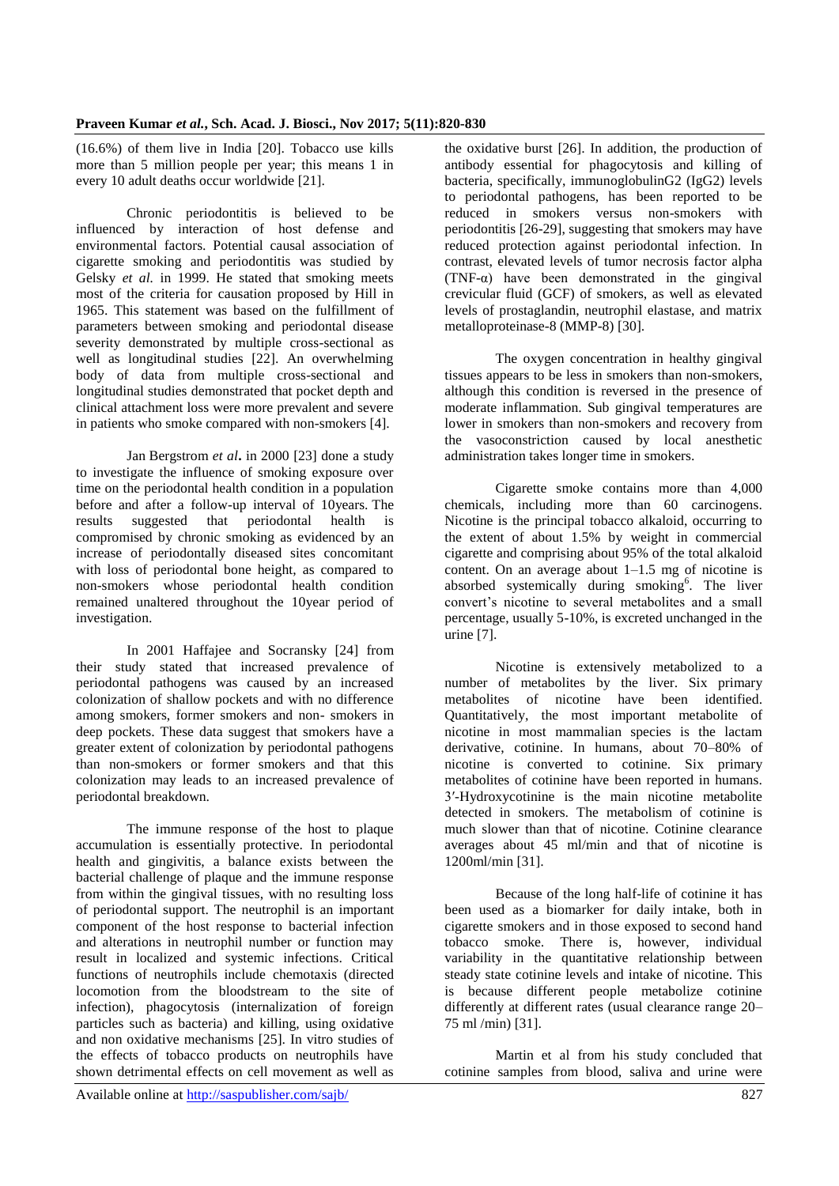(16.6%) of them live in India [20]. Tobacco use kills more than 5 million people per year; this means 1 in every 10 adult deaths occur worldwide [21].

Chronic periodontitis is believed to be influenced by interaction of host defense and environmental factors. Potential causal association of cigarette smoking and periodontitis was studied by Gelsky *et al.* in 1999. He stated that smoking meets most of the criteria for causation proposed by Hill in 1965. This statement was based on the fulfillment of parameters between smoking and periodontal disease severity demonstrated by multiple cross-sectional as well as longitudinal studies [22]. An overwhelming body of data from multiple cross-sectional and longitudinal studies demonstrated that pocket depth and clinical attachment loss were more prevalent and severe in patients who smoke compared with non-smokers [4].

Jan Bergstrom *et al***.** in 2000 [23] done a study to investigate the influence of smoking exposure over time on the periodontal health condition in a population before and after a follow-up interval of 10years. The results suggested that periodontal health is compromised by chronic smoking as evidenced by an increase of periodontally diseased sites concomitant with loss of periodontal bone height, as compared to non-smokers whose periodontal health condition remained unaltered throughout the 10year period of investigation.

In 2001 Haffajee and Socransky [24] from their study stated that increased prevalence of periodontal pathogens was caused by an increased colonization of shallow pockets and with no difference among smokers, former smokers and non- smokers in deep pockets. These data suggest that smokers have a greater extent of colonization by periodontal pathogens than non-smokers or former smokers and that this colonization may leads to an increased prevalence of periodontal breakdown.

The immune response of the host to plaque accumulation is essentially protective. In periodontal health and gingivitis, a balance exists between the bacterial challenge of plaque and the immune response from within the gingival tissues, with no resulting loss of periodontal support. The neutrophil is an important component of the host response to bacterial infection and alterations in neutrophil number or function may result in localized and systemic infections. Critical functions of neutrophils include chemotaxis (directed locomotion from the bloodstream to the site of infection), phagocytosis (internalization of foreign particles such as bacteria) and killing, using oxidative and non oxidative mechanisms [25]. In vitro studies of the effects of tobacco products on neutrophils have shown detrimental effects on cell movement as well as the oxidative burst [26]. In addition, the production of antibody essential for phagocytosis and killing of bacteria, specifically, immunoglobulinG2 (IgG2) levels to periodontal pathogens, has been reported to be reduced in smokers versus non-smokers with periodontitis [26-29], suggesting that smokers may have reduced protection against periodontal infection. In contrast, elevated levels of tumor necrosis factor alpha (TNF-α) have been demonstrated in the gingival crevicular fluid (GCF) of smokers, as well as elevated levels of prostaglandin, neutrophil elastase, and matrix metalloproteinase-8 (MMP-8) [30].

The oxygen concentration in healthy gingival tissues appears to be less in smokers than non-smokers, although this condition is reversed in the presence of moderate inflammation. Sub gingival temperatures are lower in smokers than non-smokers and recovery from the vasoconstriction caused by local anesthetic administration takes longer time in smokers.

Cigarette smoke contains more than 4,000 chemicals, including more than 60 carcinogens. Nicotine is the principal tobacco alkaloid, occurring to the extent of about 1.5% by weight in commercial cigarette and comprising about 95% of the total alkaloid content. On an average about 1–1.5 mg of nicotine is absorbed systemically during smoking[6]. The liver convert's nicotine to several metabolites and a small percentage, usually 5-10%, is excreted unchanged in the urine [7].

Nicotine is extensively metabolized to a number of metabolites by the liver. Six primary metabolites of nicotine have been identified. Quantitatively, the most important metabolite of nicotine in most mammalian species is the lactam derivative, cotinine. In humans, about 70–80% of nicotine is converted to cotinine. Six primary metabolites of cotinine have been reported in humans. 3′-Hydroxycotinine is the main nicotine metabolite detected in smokers. The metabolism of cotinine is much slower than that of nicotine. Cotinine clearance averages about 45 ml/min and that of nicotine is 1200ml/min [31].

Because of the long half-life of cotinine it has been used as a biomarker for daily intake, both in cigarette smokers and in those exposed to second hand tobacco smoke. There is, however, individual variability in the quantitative relationship between steady state cotinine levels and intake of nicotine. This is because different people metabolize cotinine differently at different rates (usual clearance range 20–75 ml /min) [31].

Martin et al from his study concluded that cotinine samples from blood, saliva and urine were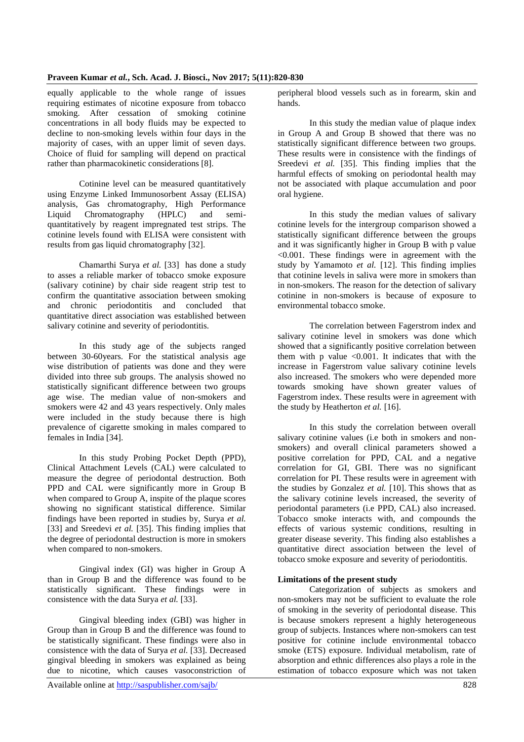equally applicable to the whole range of issues requiring estimates of nicotine exposure from tobacco smoking. After cessation of smoking cotinine concentrations in all body fluids may be expected to decline to non-smoking levels within four days in the majority of cases, with an upper limit of seven days. Choice of fluid for sampling will depend on practical rather than pharmacokinetic considerations [8].

Cotinine level can be measured quantitatively using Enzyme Linked Immunosorbent Assay (ELISA) analysis, Gas chromatography, High Performance Liquid Chromatography (HPLC) and semi-quantitatively by reagent impregnated test strips. The cotinine levels found with ELISA were consistent with results from gas liquid chromatography [32].

Chamarthi Surya *et al.* [33] has done a study to asses a reliable marker of tobacco smoke exposure (salivary cotinine) by chair side reagent strip test to confirm the quantitative association between smoking and chronic periodontitis and concluded that quantitative direct association was established between salivary cotinine and severity of periodontitis.

In this study age of the subjects ranged between 30-60years. For the statistical analysis age wise distribution of patients was done and they were divided into three sub groups. The analysis showed no statistically significant difference between two groups age wise. The median value of non-smokers and smokers were 42 and 43 years respectively. Only males were included in the study because there is high prevalence of cigarette smoking in males compared to females in India [34].

In this study Probing Pocket Depth (PPD), Clinical Attachment Levels (CAL) were calculated to measure the degree of periodontal destruction. Both PPD and CAL were significantly more in Group B when compared to Group A, inspite of the plaque scores showing no significant statistical difference. Similar findings have been reported in studies by, Surya *et al.* [33] and Sreedevi *et al.* [35]. This finding implies that the degree of periodontal destruction is more in smokers when compared to non-smokers.

Gingival index (GI) was higher in Group A than in Group B and the difference was found to be statistically significant. These findings were in consistence with the data Surya *et al.* [33].

Gingival bleeding index (GBI) was higher in Group than in Group B and the difference was found to be statistically significant. These findings were also in consistence with the data of Surya *et al.* [33]. Decreased gingival bleeding in smokers was explained as being due to nicotine, which causes vasoconstriction of peripheral blood vessels such as in forearm, skin and hands.

In this study the median value of plaque index in Group A and Group B showed that there was no statistically significant difference between two groups. These results were in consistence with the findings of Sreedevi *et al.* [35]. This finding implies that the harmful effects of smoking on periodontal health may not be associated with plaque accumulation and poor oral hygiene.

In this study the median values of salivary cotinine levels for the intergroup comparison showed a statistically significant difference between the groups and it was significantly higher in Group B with p value $<0.001$. These findings were in agreement with the study by Yamamoto *et al.* [12]. This finding implies that cotinine levels in saliva were more in smokers than in non-smokers. The reason for the detection of salivary cotinine in non-smokers is because of exposure to environmental tobacco smoke.

The correlation between Fagerstrom index and salivary cotinine level in smokers was done which showed that a significantly positive correlation between them with p value $<0.001$. It indicates that with the increase in Fagerstrom value salivary cotinine levels also increased. The smokers who were depended more towards smoking have shown greater values of Fagerstrom index. These results were in agreement with the study by Heatherton *et al.* [16].

In this study the correlation between overall salivary cotinine values (i.e both in smokers and non-smokers) and overall clinical parameters showed a positive correlation for PPD, CAL and a negative correlation for GI, GBI. There was no significant correlation for PI. These results were in agreement with the studies by Gonzalez *et al.* [10]. This shows that as the salivary cotinine levels increased, the severity of periodontal parameters (i.e PPD, CAL) also increased. Tobacco smoke interacts with, and compounds the effects of various systemic conditions, resulting in greater disease severity. This finding also establishes a quantitative direct association between the level of tobacco smoke exposure and severity of periodontitis.

**Limitations of the present study**

Categorization of subjects as smokers and non-smokers may not be sufficient to evaluate the role of smoking in the severity of periodontal disease. This is because smokers represent a highly heterogeneous group of subjects. Instances where non-smokers can test positive for cotinine include environmental tobacco smoke (ETS) exposure. Individual metabolism, rate of absorption and ethnic differences also plays a role in the estimation of tobacco exposure which was not taken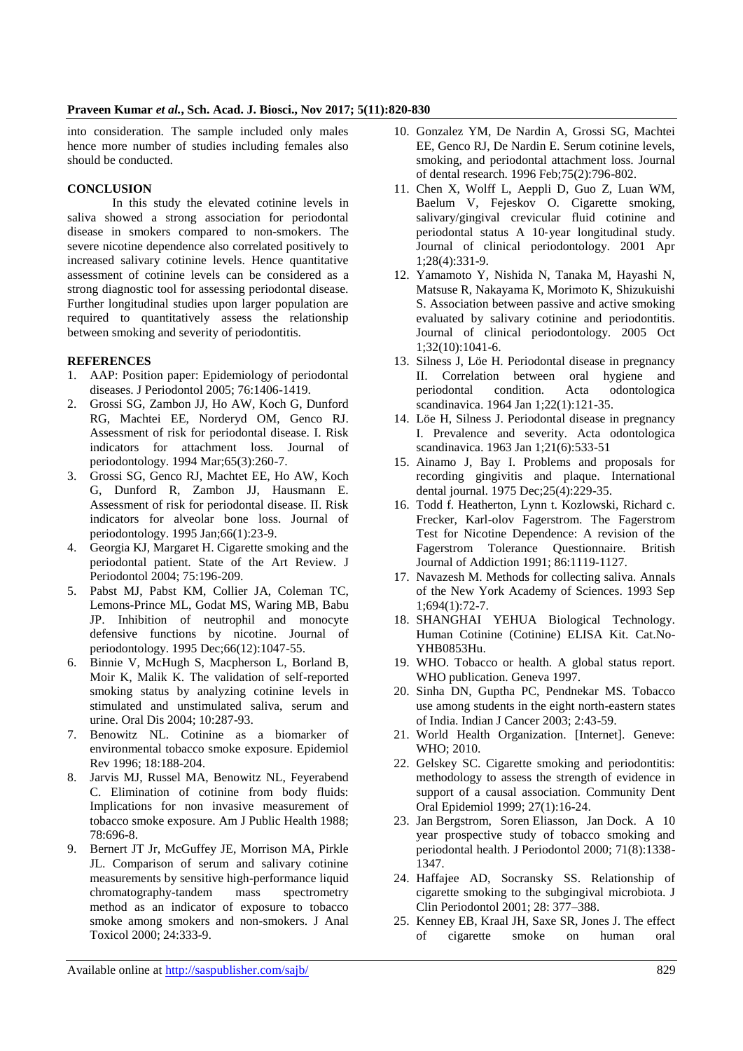into consideration. The sample included only males hence more number of studies including females also should be conducted.

## CONCLUSION

In this study the elevated cotinine levels in saliva showed a strong association for periodontal disease in smokers compared to non-smokers. The severe nicotine dependence also correlated positively to increased salivary cotinine levels. Hence quantitative assessment of cotinine levels can be considered as a strong diagnostic tool for assessing periodontal disease. Further longitudinal studies upon larger population are required to quantitatively assess the relationship between smoking and severity of periodontitis.

## REFERENCES

1. AAP: Position paper: Epidemiology of periodontal diseases. J Periodontol 2005; 76:1406-1419.
2. Grossi SG, Zambon JJ, Ho AW, Koch G, Dunford RG, Machtei EE, Norderyd OM, Genco RJ. Assessment of risk for periodontal disease. I. Risk indicators for attachment loss. Journal of periodontology. 1994 Mar;65(3):260-7.
3. Grossi SG, Genco RJ, Machtet EE, Ho AW, Koch G, Dunford R, Zambon JJ, Hausmann E. Assessment of risk for periodontal disease. II. Risk indicators for alveolar bone loss. Journal of periodontology. 1995 Jan;66(1):23-9.
4. Georgia KJ, Margaret H. Cigarette smoking and the periodontal patient. State of the Art Review. J Periodontol 2004; 75:196-209.
5. Pabst MJ, Pabst KM, Collier JA, Coleman TC, Lemons-Prince ML, Godat MS, Waring MB, Babu JP. Inhibition of neutrophil and monocyte defensive functions by nicotine. Journal of periodontology. 1995 Dec;66(12):1047-55.
6. Binnie V, McHugh S, Macpherson L, Borland B, Moir K, Malik K. The validation of self-reported smoking status by analyzing cotinine levels in stimulated and unstimulated saliva, serum and urine. Oral Dis 2004; 10:287-93.
7. Benowitz NL. Cotinine as a biomarker of environmental tobacco smoke exposure. Epidemiol Rev 1996; 18:188-204.
8. Jarvis MJ, Russel MA, Benowitz NL, Feyerabend C. Elimination of cotinine from body fluids: Implications for non invasive measurement of tobacco smoke exposure. Am J Public Health 1988; 78:696-8.
9. Bernert JT Jr, McGuffey JE, Morrison MA, Pirkle JL. Comparison of serum and salivary cotinine measurements by sensitive high-performance liquid chromatography-tandem mass spectrometry method as an indicator of exposure to tobacco smoke among smokers and non-smokers. J Anal Toxicol 2000; 24:333-9.
10. Gonzalez YM, De Nardin A, Grossi SG, Machtei EE, Genco RJ, De Nardin E. Serum cotinine levels, smoking, and periodontal attachment loss. Journal of dental research. 1996 Feb;75(2):796-802.
11. Chen X, Wolff L, Aeppli D, Guo Z, Luan WM, Baelum V, Fejeskov O. Cigarette smoking, salivary/gingival crevicular fluid cotinine and periodontal status A 10‐year longitudinal study. Journal of clinical periodontology. 2001 Apr 1;28(4):331-9.
12. Yamamoto Y, Nishida N, Tanaka M, Hayashi N, Matsuse R, Nakayama K, Morimoto K, Shizukuishi S. Association between passive and active smoking evaluated by salivary cotinine and periodontitis. Journal of clinical periodontology. 2005 Oct 1;32(10):1041-6.
13. Silness J, Löe H. Periodontal disease in pregnancy II. Correlation between oral hygiene and periodontal condition. Acta odontologica scandinavica. 1964 Jan 1;22(1):121-35.
14. Löe H, Silness J. Periodontal disease in pregnancy I. Prevalence and severity. Acta odontologica scandinavica. 1963 Jan 1;21(6):533-51
15. Ainamo J, Bay I. Problems and proposals for recording gingivitis and plaque. International dental journal. 1975 Dec;25(4):229-35.
16. Todd f. Heatherton, Lynn t. Kozlowski, Richard c. Frecker, Karl-olov Fagerstrom. The Fagerstrom Test for Nicotine Dependence: A revision of the Fagerstrom Tolerance Questionnaire. British Journal of Addiction 1991; 86:1119-1127.
17. Navazesh M. Methods for collecting saliva. Annals of the New York Academy of Sciences. 1993 Sep 1;694(1):72-7.
18. SHANGHAI YEHUA Biological Technology. Human Cotinine (Cotinine) ELISA Kit. Cat.No-YHB0853Hu.
19. WHO. Tobacco or health. A global status report. WHO publication. Geneva 1997.
20. Sinha DN, Guptha PC, Pendnekar MS. Tobacco use among students in the eight north-eastern states of India. Indian J Cancer 2003; 2:43-59.
21. World Health Organization. [Internet]. Geneve: WHO; 2010.
22. Gelskey SC. Cigarette smoking and periodontitis: methodology to assess the strength of evidence in support of a causal association. Community Dent Oral Epidemiol 1999; 27(1):16-24.
23. Jan Bergstrom, Soren Eliasson, Jan Dock. A 10 year prospective study of tobacco smoking and periodontal health. J Periodontol 2000; 71(8):1338-1347.
24. Haffajee AD, Socransky SS. Relationship of cigarette smoking to the subgingival microbiota. J Clin Periodontol 2001; 28: 377–388.
25. Kenney EB, Kraal JH, Saxe SR, Jones J. The effect of cigarette smoke on human oral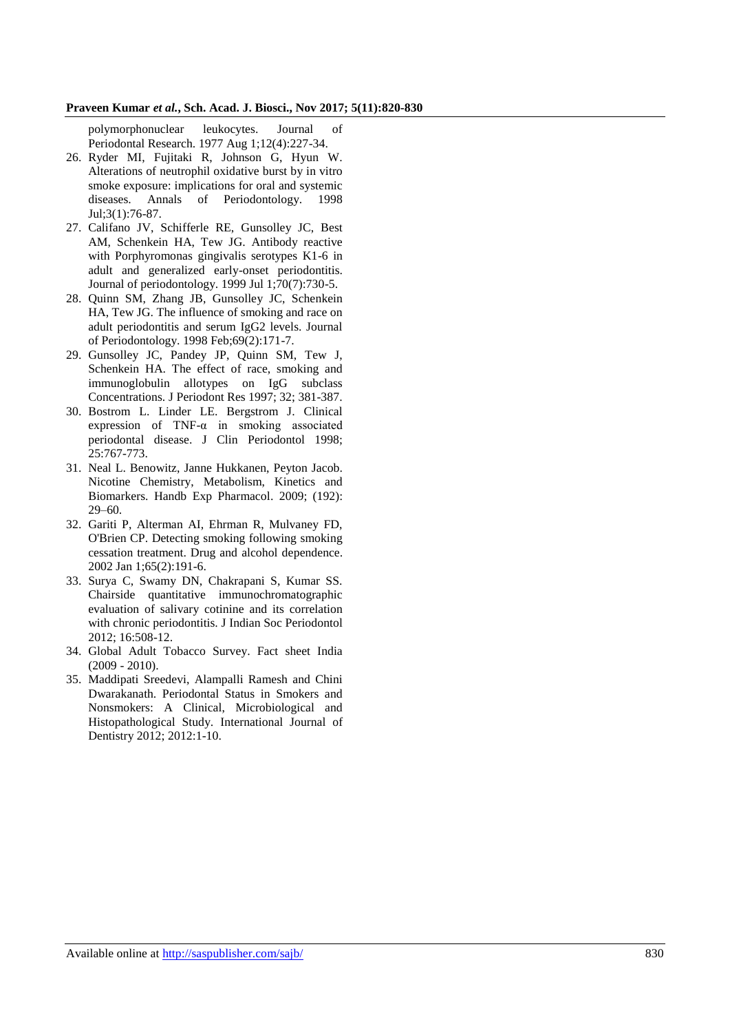polymorphonuclear leukocytes. Journal of Periodontal Research. 1977 Aug 1;12(4):227-34.

26. Ryder MI, Fujitaki R, Johnson G, Hyun W. Alterations of neutrophil oxidative burst by in vitro smoke exposure: implications for oral and systemic diseases. Annals of Periodontology. 1998 Jul;3(1):76-87.
27. Califano JV, Schifferle RE, Gunsolley JC, Best AM, Schenkein HA, Tew JG. Antibody reactive with Porphyromonas gingivalis serotypes K1-6 in adult and generalized early-onset periodontitis. Journal of periodontology. 1999 Jul 1;70(7):730-5.
28. Quinn SM, Zhang JB, Gunsolley JC, Schenkein HA, Tew JG. The influence of smoking and race on adult periodontitis and serum IgG2 levels. Journal of Periodontology. 1998 Feb;69(2):171-7.
29. Gunsolley JC, Pandey JP, Quinn SM, Tew J, Schenkein HA. The effect of race, smoking and immunoglobulin allotypes on IgG subclass Concentrations. J Periodont Res 1997; 32; 381-387.
30. Bostrom L. Linder LE. Bergstrom J. Clinical expression of TNF-α in smoking associated periodontal disease. J Clin Periodontol 1998; 25:767-773.
31. Neal L. Benowitz, Janne Hukkanen, Peyton Jacob. Nicotine Chemistry, Metabolism, Kinetics and Biomarkers. Handb Exp Pharmacol. 2009; (192): 29–60.
32. Gariti P, Alterman AI, Ehrman R, Mulvaney FD, O'Brien CP. Detecting smoking following smoking cessation treatment. Drug and alcohol dependence. 2002 Jan 1;65(2):191-6.
33. Surya C, Swamy DN, Chakrapani S, Kumar SS. Chairside quantitative immunochromatographic evaluation of salivary cotinine and its correlation with chronic periodontitis. J Indian Soc Periodontol 2012; 16:508-12.
34. Global Adult Tobacco Survey. Fact sheet India (2009 - 2010).
35. Maddipati Sreedevi, Alampalli Ramesh and Chini Dwarakanath. Periodontal Status in Smokers and Nonsmokers: A Clinical, Microbiological and Histopathological Study. International Journal of Dentistry 2012; 2012:1-10.